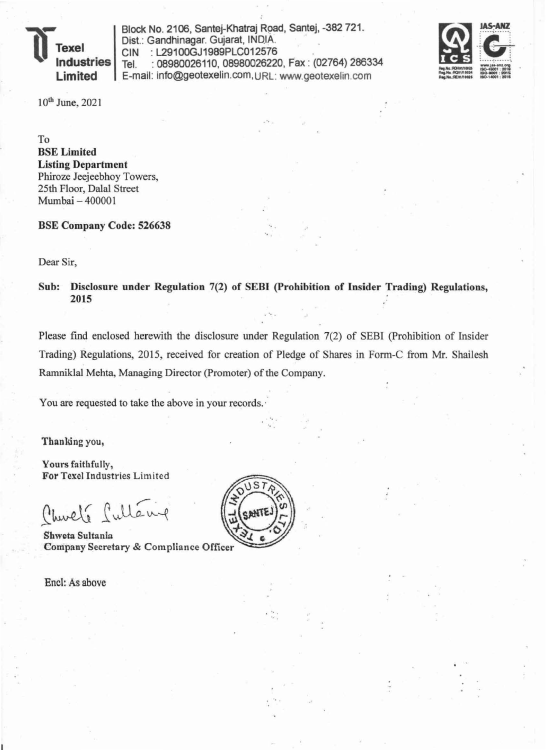**Texel Industries Limited**

Block No. 2106, Santej-Khatraj Road, Santej, -382 721.
Dist.: Gandhinagar. Gujarat, INDIA.
CIN : L29100GJ1989PLC012576
Tel. : 08980026110, 08980026220, Fax : (02764) 286334
E-mail: info@geotexelin.com, URL: www.geotexelin.com

10th June, 2021

To
**BSE Limited**
**Listing Department**
Phiroze Jeejeebhoy Towers,
25th Floor, Dalal Street
Mumbai – 400001

**BSE Company Code: 526638**

Dear Sir,

**Sub: Disclosure under Regulation 7(2) of SEBI (Prohibition of Insider Trading) Regulations, 2015**

Please find enclosed herewith the disclosure under Regulation 7(2) of SEBI (Prohibition of Insider Trading) Regulations, 2015, received for creation of Pledge of Shares in Form-C from Mr. Shailesh Ramniklal Mehta, Managing Director (Promoter) of the Company.

You are requested to take the above in your records.

**Thanking you,**

**Yours faithfully,**
**For Texel Industries Limited**

**Shweta Sultania**
**Company Secretary & Compliance Officer**

Encl: As above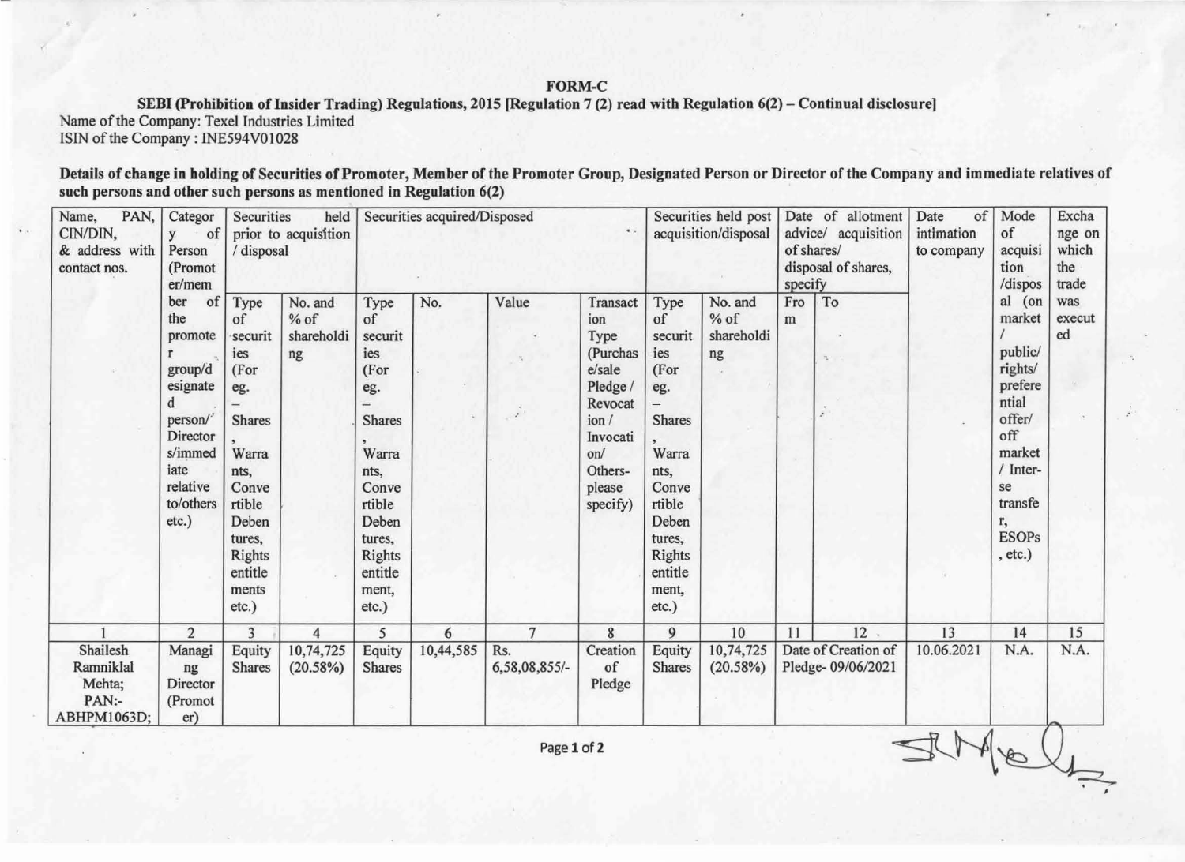**FORM-C**

**SEBI (Prohibition of Insider Trading) Regulations, 2015 [Regulation 7 (2) read with Regulation 6(2) – Continual disclosure]**

Name of the Company: Texel Industries Limited

ISIN of the Company : INE594V01028

**Details of change in holding of Securities of Promoter, Member of the Promoter Group, Designated Person or Director of the Company and immediate relatives of such persons and other such persons as mentioned in Regulation 6(2)**

| Name, PAN, CIN/DIN, & address with contact nos. | Category of Person (Promoter/member of the promoter group/designated person/ Directors/immediate relative to/others etc.) | Securities held prior to acquisition / disposal | | Securities acquired/Disposed | | | | Securities held post acquisition/disposal | | Date of allotment advice/ acquisition of shares/ disposal of shares, specify | | Date of intimation to company | Mode of acquisition /disposal (on market / public/ rights/ preferential offer/ off market / Inter-se transfer, ESOPs, etc.) | Exchange on which the trade was executed |
|---|---|---|---|---|---|---|---|---|---|---|---|---|---|---|
| | | Type of securities (For eg. – Shares, Warrants, Convertible Debentures, Rights entitlements etc.) | No. and % of shareholding | Type of securities (For eg. – Shares, Warrants, Convertible Debentures, Rights entitlement, etc.) | No. | Value | Transaction Type (Purchase/sale Pledge / Revocation / Invocation/ Others-please specify) | Type of securities (For eg. – Shares, Warrants, Convertible Debentures, Rights entitlement, etc.) | No. and % of shareholding | From | To | | | |
| 1 | 2 | 3 | 4 | 5 | 6 | 7 | 8 | 9 | 10 | 11 | 12 | 13 | 14 | 15 |
| Shailesh Ramniklal Mehta; PAN:- ABHPM1063D; | Managing Director (Promoter) | Equity Shares | 10,74,725 (20.58%) | Equity Shares | 10,44,585 | Rs. 6,58,08,855/- | Creation of Pledge | Equity Shares | 10,74,725 (20.58%) | Date of Creation of Pledge- 09/06/2021 | | 10.06.2021 | N.A. | N.A. |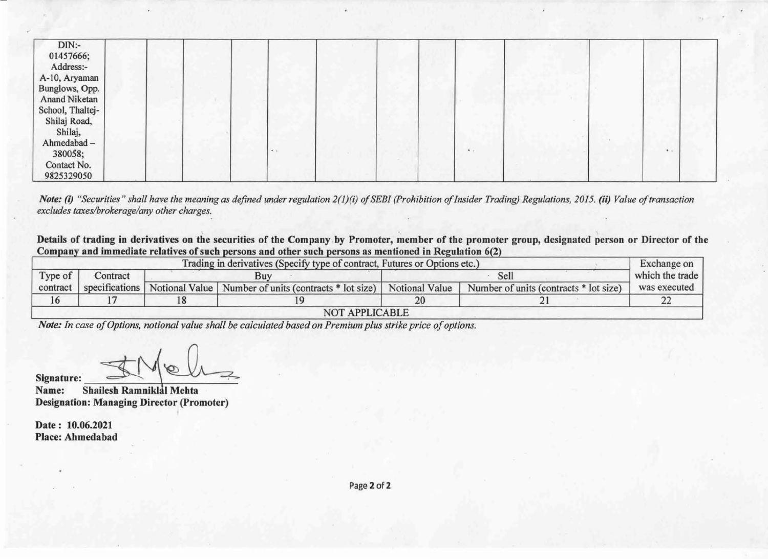| | | | | | | | | | | | | | | |
|---|---|---|---|---|---|---|---|---|---|---|---|---|---|---|
| DIN:- 01457666; Address:- A-10, Aryaman Bunglows, Opp. Anand Niketan School, Thaltej-Shilaj Road, Shilaj, Ahmedabad – 380058; Contact No. 9825329050 | | | | | | | | | | | | | | |

*Note: (i) "Securities" shall have the meaning as defined under regulation 2(1)(i) of SEBI (Prohibition of Insider Trading) Regulations, 2015. (ii) Value of transaction excludes taxes/brokerage/any other charges.*

**Details of trading in derivatives on the securities of the Company by Promoter, member of the promoter group, designated person or Director of the Company and immediate relatives of such persons and other such persons as mentioned in Regulation 6(2)**

| Trading in derivatives (Specify type of contract, Futures or Options etc.) | | | | | | Exchange on which the trade was executed |
|---|---|---|---|---|---|---|
| Type of contract | Contract specifications | Buy | | Sell | | |
| | | Notional Value | Number of units (contracts * lot size) | Notional Value | Number of units (contracts * lot size) | |
| 16 | 17 | 18 | 19 | 20 | 21 | 22 |
| NOT APPLICABLE | | | | | | |

*Note: In case of Options, notional value shall be calculated based on Premium plus strike price of options.*

**Signature:**

**Name: Shailesh Ramniklal Mehta**

**Designation: Managing Director (Promoter)**

**Date : 10.06.2021**

**Place: Ahmedabad**